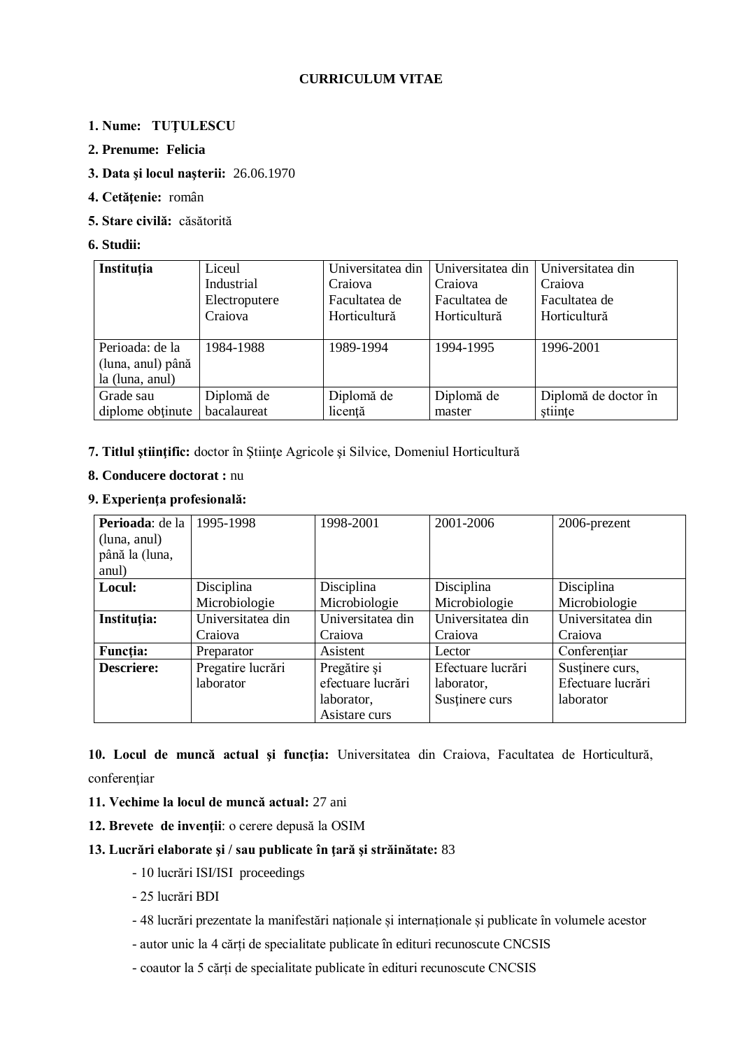# CURRICULUM VITAE

**1. Nume:** **TUȚULESCU**

**2. Prenume:** **Felicia**

**3. Data şi locul naşterii:** 26.06.1970

**4. Cetăţenie:** român

**5. Stare civilă:** căsătorită

**6. Studii:**

| **Instituţia** | Liceul Industrial Electroputere Craiova | Universitatea din Craiova Facultatea de Horticultură | Universitatea din Craiova Facultatea de Horticultură | Universitatea din Craiova Facultatea de Horticultură |
|---|---|---|---|---|
| Perioada: de la (luna, anul) până la (luna, anul) | 1984-1988 | 1989-1994 | 1994-1995 | 1996-2001 |
| Grade sau diplome obținute | Diplomă de bacalaureat | Diplomă de licenţă | Diplomă de master | Diplomă de doctor în ştiinţe |

**7. Titlul ştiinţific:** doctor în Ştiinţe Agricole şi Silvice, Domeniul Horticultură

**8. Conducere doctorat :** nu

**9. Experienţa profesională:**

| **Perioada**: de la (luna, anul) până la (luna, anul) | 1995-1998 | 1998-2001 | 2001-2006 | 2006-prezent |
|---|---|---|---|---|
| **Locul:** | Disciplina Microbiologie | Disciplina Microbiologie | Disciplina Microbiologie | Disciplina Microbiologie |
| **Instituţia:** | Universitatea din Craiova | Universitatea din Craiova | Universitatea din Craiova | Universitatea din Craiova |
| **Funcţia:** | Preparator | Asistent | Lector | Conferenţiar |
| **Descriere:** | Pregatire lucrări laborator | Pregătire și efectuare lucrări laborator, Asistare curs | Efectuare lucrări laborator, Susţinere curs | Susţinere curs, Efectuare lucrări laborator |

**10. Locul de muncă actual şi funcţia:** Universitatea din Craiova, Facultatea de Horticultură, conferenţiar

**11. Vechime la locul de muncă actual:** 27 ani

**12. Brevete de invenţii**: o cerere depusă la OSIM

**13. Lucrări elaborate şi / sau publicate în ţară şi străinătate:** 83

- 10 lucrări ISI/ISI proceedings
- 25 lucrări BDI
- 48 lucrări prezentate la manifestări naționale și internaționale și publicate în volumele acestor
- autor unic la 4 cărți de specialitate publicate în edituri recunoscute CNCSIS
- coautor la 5 cărți de specialitate publicate în edituri recunoscute CNCSIS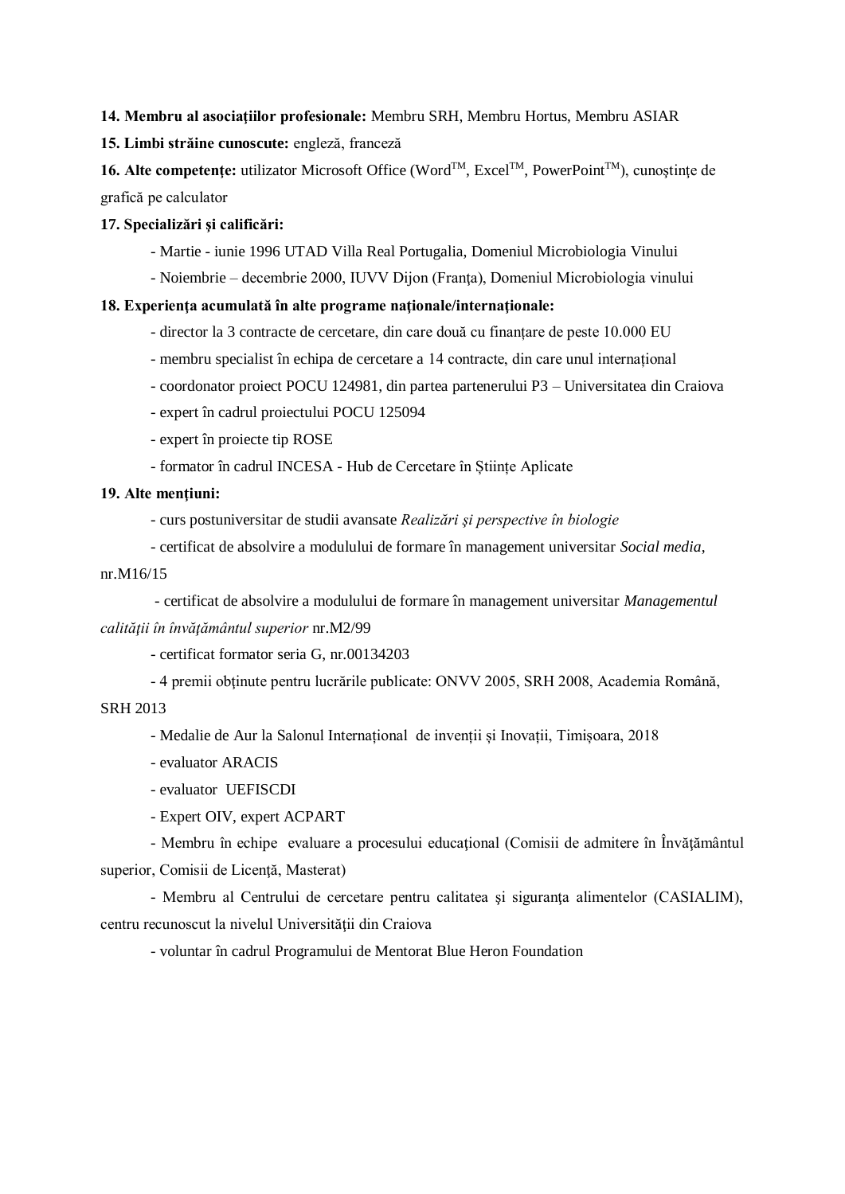**14. Membru al asociaţiilor profesionale:** Membru SRH, Membru Hortus, Membru ASIAR

**15. Limbi străine cunoscute:** engleză, franceză

**16. Alte competenţe:** utilizator Microsoft Office (Word™, Excel™, PowerPoint™), cunoştinţe de grafică pe calculator

**17. Specializări şi calificări:**

- Martie - iunie 1996 UTAD Villa Real Portugalia, Domeniul Microbiologia Vinului
- Noiembrie – decembrie 2000, IUVV Dijon (Franţa), Domeniul Microbiologia vinului

**18. Experienţa acumulată în alte programe naţionale/internaţionale:**

- director la 3 contracte de cercetare, din care două cu finanțare de peste 10.000 EU
- membru specialist în echipa de cercetare a 14 contracte, din care unul internațional
- coordonator proiect POCU 124981, din partea partenerului P3 – Universitatea din Craiova
- expert în cadrul proiectului POCU 125094
- expert în proiecte tip ROSE
- formator în cadrul INCESA - Hub de Cercetare în Științe Aplicate

**19. Alte menţiuni:**

- curs postuniversitar de studii avansate *Realizări şi perspective în biologie*
- certificat de absolvire a modulului de formare în management universitar *Social media*, nr.M16/15
- certificat de absolvire a modulului de formare în management universitar *Managementul calităţii în învăţământul superior* nr.M2/99
- certificat formator seria G, nr.00134203
- 4 premii obţinute pentru lucrările publicate: ONVV 2005, SRH 2008, Academia Română, SRH 2013
- Medalie de Aur la Salonul Internațional de invenții și Inovații, Timișoara, 2018
- evaluator ARACIS
- evaluator UEFISCDI
- Expert OIV, expert ACPART
- Membru în echipe evaluare a procesului educaţional (Comisii de admitere în Învăţământul superior, Comisii de Licenţă, Masterat)
- Membru al Centrului de cercetare pentru calitatea şi siguranţa alimentelor (CASIALIM), centru recunoscut la nivelul Universităţii din Craiova
- voluntar în cadrul Programului de Mentorat Blue Heron Foundation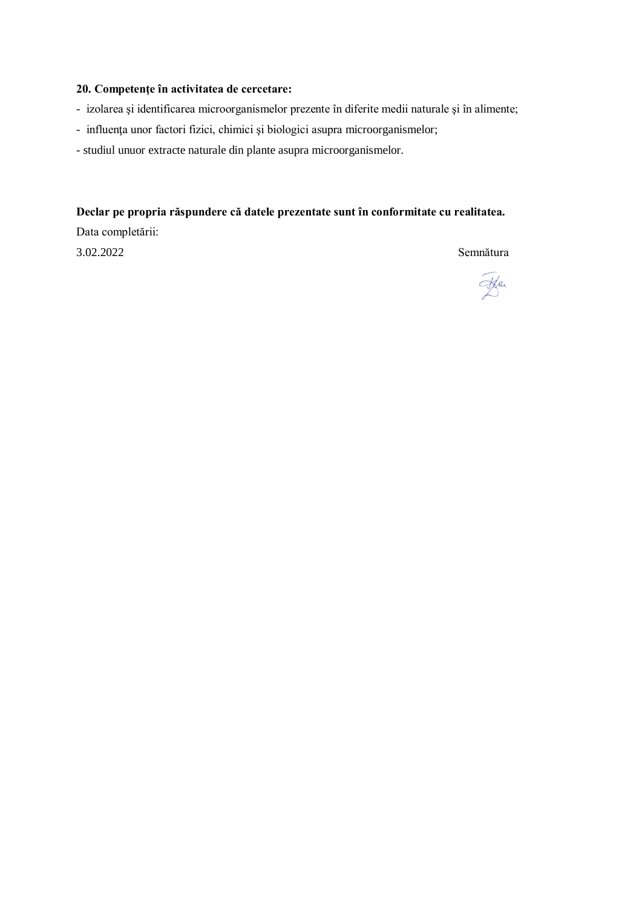**20. Competențe în activitatea de cercetare:**

- izolarea şi identificarea microorganismelor prezente în diferite medii naturale şi în alimente;
- influenţa unor factori fizici, chimici şi biologici asupra microorganismelor;
- studiul unuor extracte naturale din plante asupra microorganismelor.

**Declar pe propria răspundere că datele prezentate sunt în conformitate cu realitatea.**

Data completării:

3.02.2022

Semnătura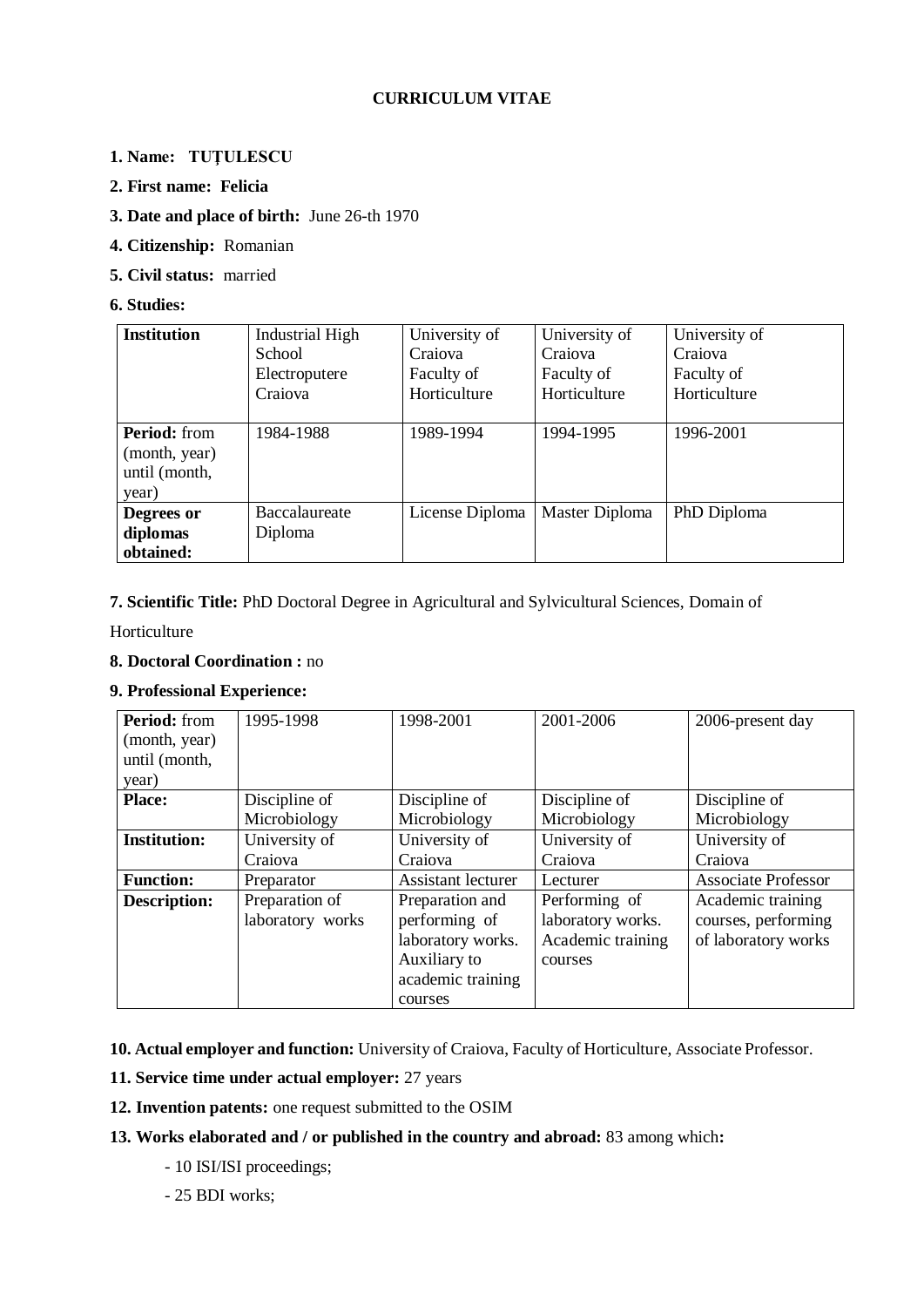**CURRICULUM VITAE**

**1. Name: TUȚULESCU**

**2. First name: Felicia**

**3. Date and place of birth:** June 26-th 1970

**4. Citizenship:** Romanian

**5. Civil status:** married

**6. Studies:**

| **Institution** | Industrial High School Electroputere Craiova | University of Craiova Faculty of Horticulture | University of Craiova Faculty of Horticulture | University of Craiova Faculty of Horticulture |
|---|---|---|---|---|
| **Period:** from (month, year) until (month, year) | 1984-1988 | 1989-1994 | 1994-1995 | 1996-2001 |
| **Degrees or diplomas obtained:** | Baccalaureate Diploma | License Diploma | Master Diploma | PhD Diploma |

**7. Scientific Title:** PhD Doctoral Degree in Agricultural and Sylvicultural Sciences, Domain of Horticulture

**8. Doctoral Coordination :** no

**9. Professional Experience:**

| **Period:** from (month, year) until (month, year) | 1995-1998 | 1998-2001 | 2001-2006 | 2006-present day |
|---|---|---|---|---|
| **Place:** | Discipline of Microbiology | Discipline of Microbiology | Discipline of Microbiology | Discipline of Microbiology |
| **Institution:** | University of Craiova | University of Craiova | University of Craiova | University of Craiova |
| **Function:** | Preparator | Assistant lecturer | Lecturer | Associate Professor |
| **Description:** | Preparation of laboratory works | Preparation and performing of laboratory works. Auxiliary to academic training courses | Performing of laboratory works. Academic training courses | Academic training courses, performing of laboratory works |

**10. Actual employer and function:** University of Craiova, Faculty of Horticulture, Associate Professor.

**11. Service time under actual employer:** 27 years

**12. Invention patents:** one request submitted to the OSIM

**13. Works elaborated and / or published in the country and abroad:** 83 among which**:**

- 10 ISI/ISI proceedings;
- 25 BDI works;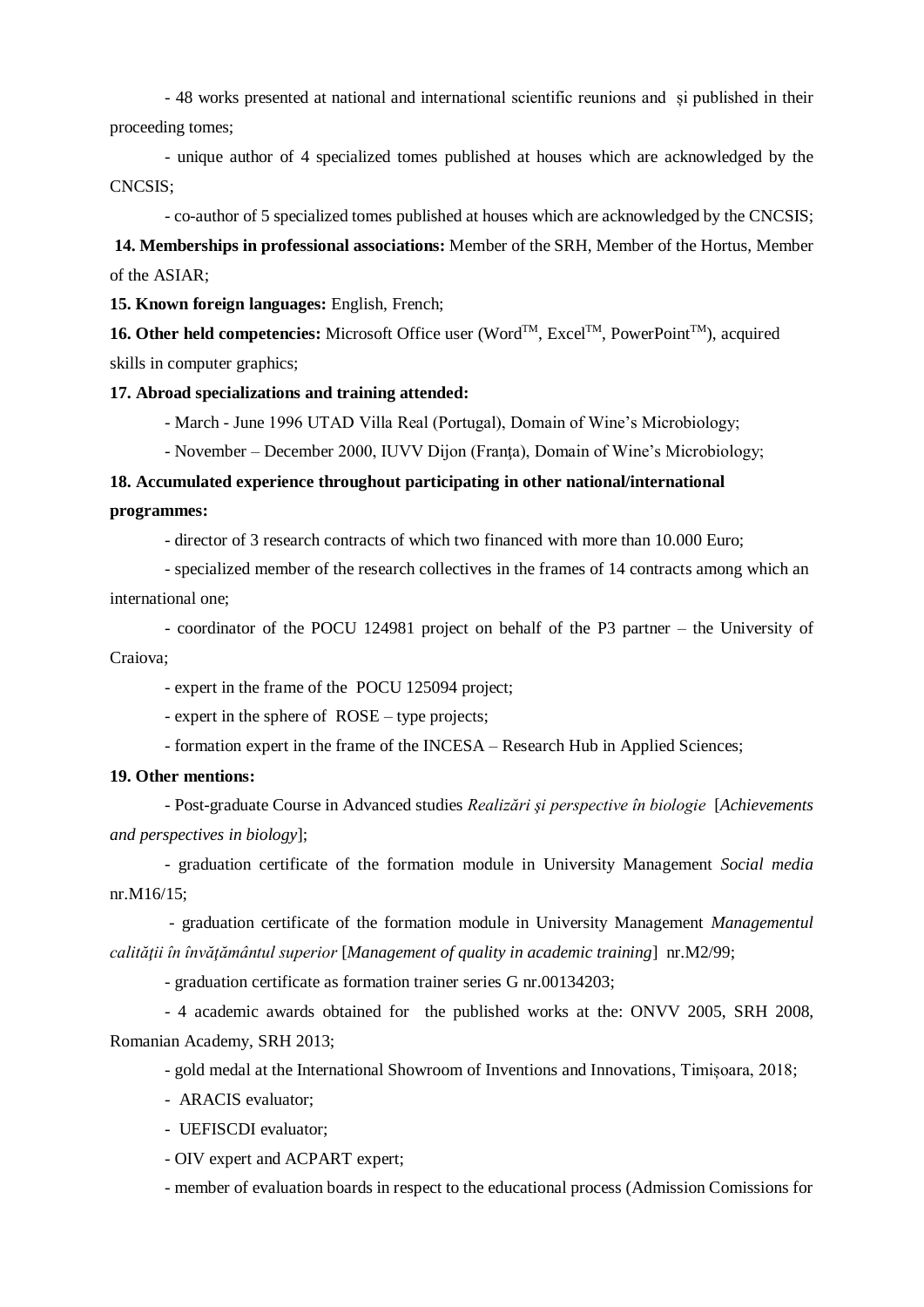- 48 works presented at national and international scientific reunions and și published in their proceeding tomes;

- unique author of 4 specialized tomes published at houses which are acknowledged by the CNCSIS;

- co-author of 5 specialized tomes published at houses which are acknowledged by the CNCSIS;

**14. Memberships in professional associations:** Member of the SRH, Member of the Hortus, Member of the ASIAR;

**15. Known foreign languages:** English, French;

**16. Other held competencies:** Microsoft Office user (Word™, Excel™, PowerPoint™), acquired skills in computer graphics;

**17. Abroad specializations and training attended:**

- March - June 1996 UTAD Villa Real (Portugal), Domain of Wine's Microbiology;
- November – December 2000, IUVV Dijon (Franța), Domain of Wine's Microbiology;

**18. Accumulated experience throughout participating in other national/international programmes:**

- director of 3 research contracts of which two financed with more than 10.000 Euro;
- specialized member of the research collectives in the frames of 14 contracts among which an international one;
- coordinator of the POCU 124981 project on behalf of the P3 partner – the University of Craiova;
- expert in the frame of the POCU 125094 project;
- expert in the sphere of ROSE – type projects;
- formation expert in the frame of the INCESA – Research Hub in Applied Sciences;

**19. Other mentions:**

- Post-graduate Course in Advanced studies *Realizări şi perspective în biologie* [*Achievements and perspectives in biology*];
- graduation certificate of the formation module in University Management *Social media* nr.M16/15;
- graduation certificate of the formation module in University Management *Managementul calității în învățământul superior* [*Management of quality in academic training*] nr.M2/99;
- graduation certificate as formation trainer series G nr.00134203;
- 4 academic awards obtained for the published works at the: ONVV 2005, SRH 2008, Romanian Academy, SRH 2013;
- gold medal at the International Showroom of Inventions and Innovations, Timișoara, 2018;
- ARACIS evaluator;
- UEFISCDI evaluator;
- OIV expert and ACPART expert;
- member of evaluation boards in respect to the educational process (Admission Comissions for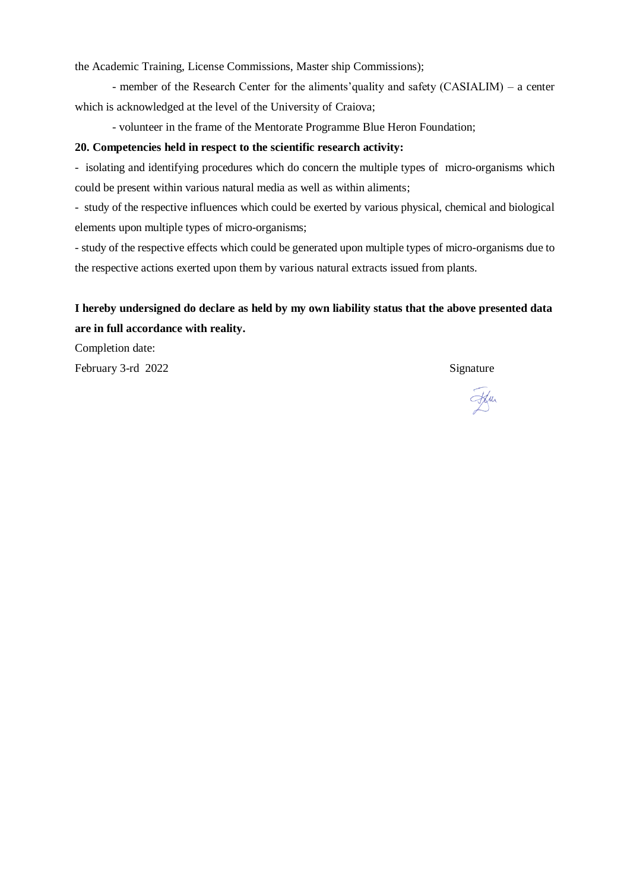the Academic Training, License Commissions, Master ship Commissions);

- member of the Research Center for the aliments'quality and safety (CASIALIM) – a center which is acknowledged at the level of the University of Craiova;

- volunteer in the frame of the Mentorate Programme Blue Heron Foundation;

**20. Competencies held in respect to the scientific research activity:**

- isolating and identifying procedures which do concern the multiple types of micro-organisms which could be present within various natural media as well as within aliments;
- study of the respective influences which could be exerted by various physical, chemical and biological elements upon multiple types of micro-organisms;
- study of the respective effects which could be generated upon multiple types of micro-organisms due to the respective actions exerted upon them by various natural extracts issued from plants.

**I hereby undersigned do declare as held by my own liability status that the above presented data are in full accordance with reality.**

Completion date:

February 3-rd 2022

Signature